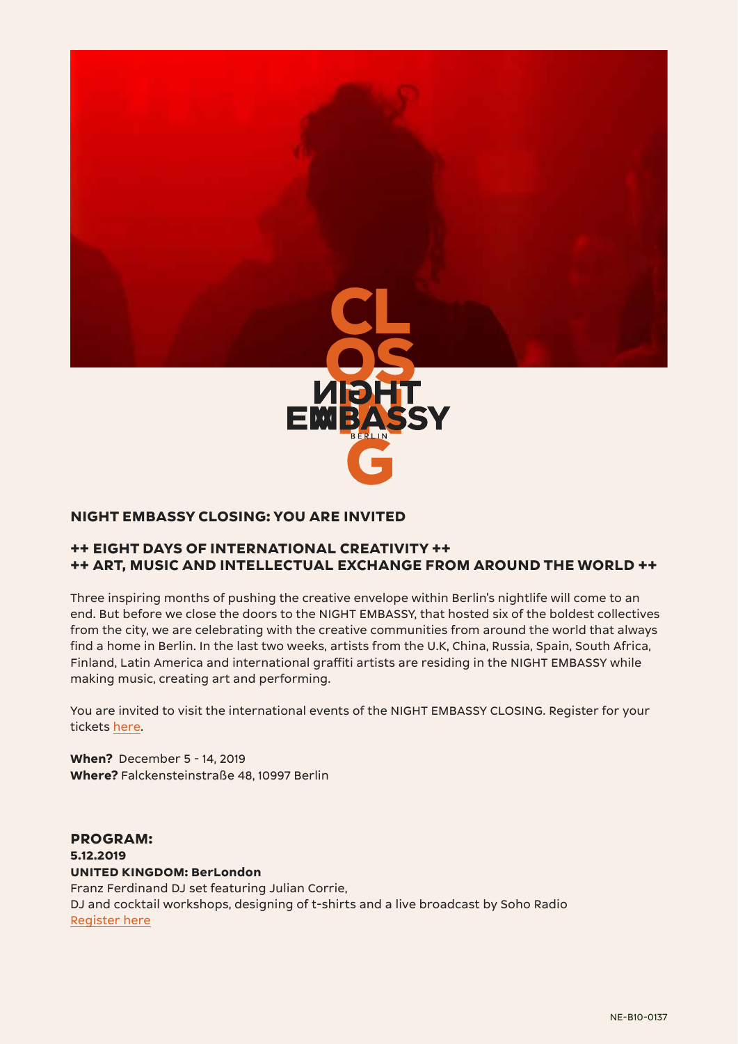# NIGHT EMBASSY CLOSING: YOU ARE INVITED

## ++ EIGHT DAYS OF INTERNATIONAL CREATIVITY ++
## ++ ART, MUSIC AND INTELLECTUAL EXCHANGE FROM AROUND THE WORLD ++

Three inspiring months of pushing the creative envelope within Berlin's nightlife will come to an end. But before we close the doors to the NIGHT EMBASSY, that hosted six of the boldest collectives from the city, we are celebrating with the creative communities from around the world that always find a home in Berlin. In the last two weeks, artists from the U.K, China, Russia, Spain, South Africa, Finland, Latin America and international graffiti artists are residing in the NIGHT EMBASSY while making music, creating art and performing.

You are invited to visit the international events of the NIGHT EMBASSY CLOSING. Register for your tickets here.

**When?** December 5 - 14, 2019
**Where?** Falckensteinstraße 48, 10997 Berlin

## PROGRAM:

**5.12.2019**
**UNITED KINGDOM: BerLondon**
Franz Ferdinand DJ set featuring Julian Corrie,
DJ and cocktail workshops, designing of t-shirts and a live broadcast by Soho Radio
Register here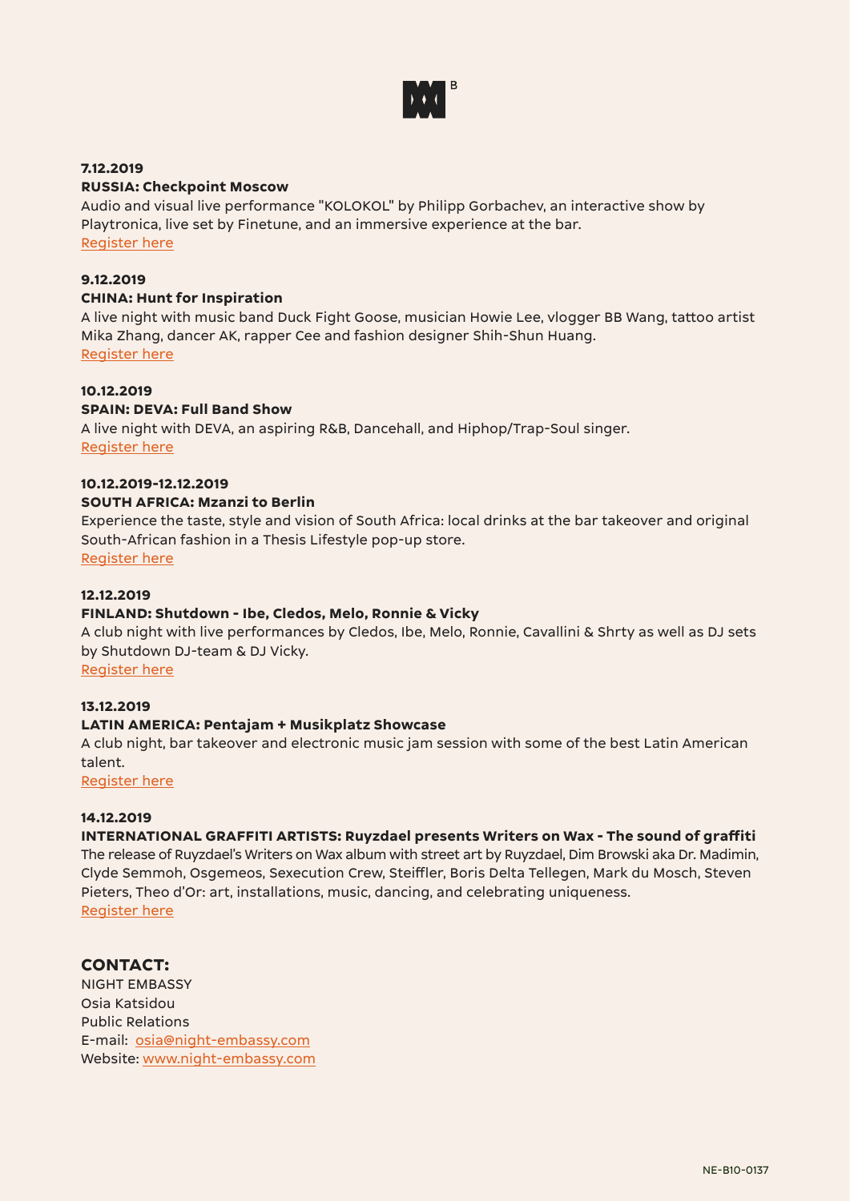**7.12.2019**

**RUSSIA: Checkpoint Moscow**

Audio and visual live performance "KOLOKOL" by Philipp Gorbachev, an interactive show by Playtronica, live set by Finetune, and an immersive experience at the bar.
Register here

**9.12.2019**

**CHINA: Hunt for Inspiration**

A live night with music band Duck Fight Goose, musician Howie Lee, vlogger BB Wang, tattoo artist Mika Zhang, dancer AK, rapper Cee and fashion designer Shih-Shun Huang.
Register here

**10.12.2019**

**SPAIN: DEVA: Full Band Show**

A live night with DEVA, an aspiring R&B, Dancehall, and Hiphop/Trap-Soul singer.
Register here

**10.12.2019-12.12.2019**

**SOUTH AFRICA: Mzanzi to Berlin**

Experience the taste, style and vision of South Africa: local drinks at the bar takeover and original South-African fashion in a Thesis Lifestyle pop-up store.
Register here

**12.12.2019**

**FINLAND: Shutdown - Ibe, Cledos, Melo, Ronnie & Vicky**

A club night with live performances by Cledos, Ibe, Melo, Ronnie, Cavallini & Shrty as well as DJ sets by Shutdown DJ-team & DJ Vicky.
Register here

**13.12.2019**

**LATIN AMERICA: Pentajam + Musikplatz Showcase**

A club night, bar takeover and electronic music jam session with some of the best Latin American talent.
Register here

**14.12.2019**

**INTERNATIONAL GRAFFITI ARTISTS: Ruyzdael presents Writers on Wax - The sound of graffiti**

The release of Ruyzdael's Writers on Wax album with street art by Ruyzdael, Dim Browski aka Dr. Madimin, Clyde Semmoh, Osgemeos, Sexecution Crew, Steiffler, Boris Delta Tellegen, Mark du Mosch, Steven Pieters, Theo d'Or: art, installations, music, dancing, and celebrating uniqueness.
Register here

## CONTACT:

NIGHT EMBASSY
Osia Katsidou
Public Relations
E-mail: osia@night-embassy.com
Website: www.night-embassy.com

NE-B10-0137